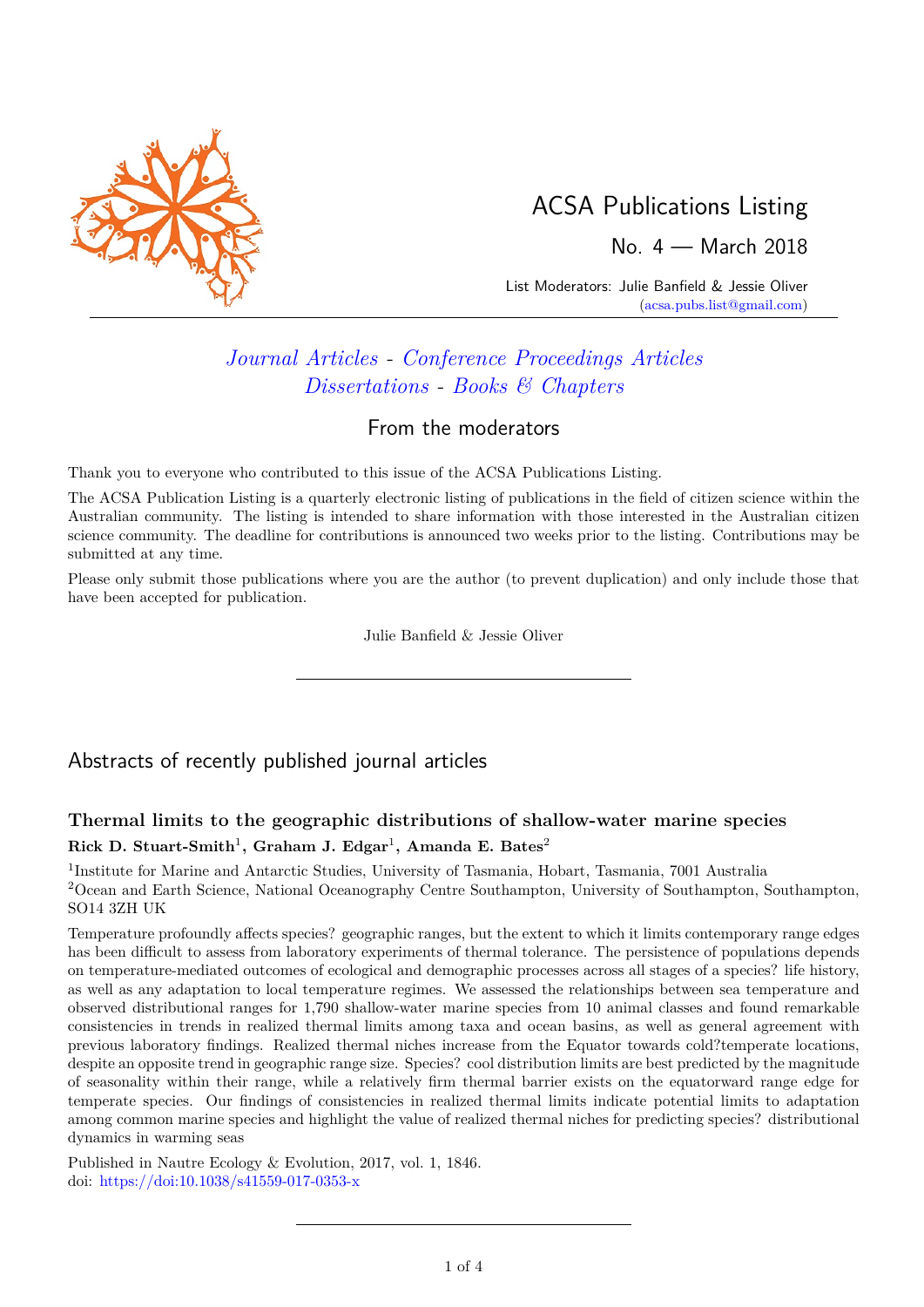# ACSA Publications Listing

No. 4 — March 2018

List Moderators: Julie Banfield & Jessie Oliver
(acsa.pubs.list@gmail.com)

*Journal Articles* - *Conference Proceedings Articles*
*Dissertations* - *Books & Chapters*

## From the moderators

Thank you to everyone who contributed to this issue of the ACSA Publications Listing.

The ACSA Publication Listing is a quarterly electronic listing of publications in the field of citizen science within the Australian community. The listing is intended to share information with those interested in the Australian citizen science community. The deadline for contributions is announced two weeks prior to the listing. Contributions may be submitted at any time.

Please only submit those publications where you are the author (to prevent duplication) and only include those that have been accepted for publication.

Julie Banfield & Jessie Oliver

---

## Abstracts of recently published journal articles

### Thermal limits to the geographic distributions of shallow-water marine species

**Rick D. Stuart-Smith[1], Graham J. Edgar[1], Amanda E. Bates[2]**

[1]Institute for Marine and Antarctic Studies, University of Tasmania, Hobart, Tasmania, 7001 Australia
[2]Ocean and Earth Science, National Oceanography Centre Southampton, University of Southampton, Southampton, SO14 3ZH UK

Temperature profoundly affects species? geographic ranges, but the extent to which it limits contemporary range edges has been difficult to assess from laboratory experiments of thermal tolerance. The persistence of populations depends on temperature-mediated outcomes of ecological and demographic processes across all stages of a species? life history, as well as any adaptation to local temperature regimes. We assessed the relationships between sea temperature and observed distributional ranges for 1,790 shallow-water marine species from 10 animal classes and found remarkable consistencies in trends in realized thermal limits among taxa and ocean basins, as well as general agreement with previous laboratory findings. Realized thermal niches increase from the Equator towards cold?temperate locations, despite an opposite trend in geographic range size. Species? cool distribution limits are best predicted by the magnitude of seasonality within their range, while a relatively firm thermal barrier exists on the equatorward range edge for temperate species. Our findings of consistencies in realized thermal limits indicate potential limits to adaptation among common marine species and highlight the value of realized thermal niches for predicting species? distributional dynamics in warming seas

Published in Nautre Ecology & Evolution, 2017, vol. 1, 1846.
doi: https://doi:10.1038/s41559-017-0353-x

---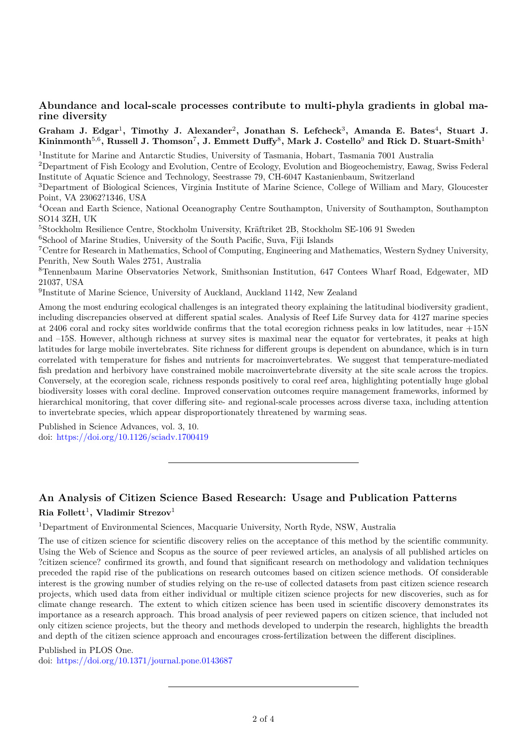## Abundance and local-scale processes contribute to multi-phyla gradients in global marine diversity

**Graham J. Edgar[1], Timothy J. Alexander[2], Jonathan S. Lefcheck[3], Amanda E. Bates[4], Stuart J. Kininmonth[5,6], Russell J. Thomson[7], J. Emmett Duffy[8], Mark J. Costello[9] and Rick D. Stuart-Smith[1]**

[1]Institute for Marine and Antarctic Studies, University of Tasmania, Hobart, Tasmania 7001 Australia
[2]Department of Fish Ecology and Evolution, Centre of Ecology, Evolution and Biogeochemistry, Eawag, Swiss Federal Institute of Aquatic Science and Technology, Seestrasse 79, CH-6047 Kastanienbaum, Switzerland
[3]Department of Biological Sciences, Virginia Institute of Marine Science, College of William and Mary, Gloucester Point, VA 23062?1346, USA
[4]Ocean and Earth Science, National Oceanography Centre Southampton, University of Southampton, Southampton SO14 3ZH, UK
[5]Stockholm Resilience Centre, Stockholm University, Kräftriket 2B, Stockholm SE-106 91 Sweden
[6]School of Marine Studies, University of the South Pacific, Suva, Fiji Islands
[7]Centre for Research in Mathematics, School of Computing, Engineering and Mathematics, Western Sydney University, Penrith, New South Wales 2751, Australia
[8]Tennenbaum Marine Observatories Network, Smithsonian Institution, 647 Contees Wharf Road, Edgewater, MD 21037, USA
[9]Institute of Marine Science, University of Auckland, Auckland 1142, New Zealand

Among the most enduring ecological challenges is an integrated theory explaining the latitudinal biodiversity gradient, including discrepancies observed at different spatial scales. Analysis of Reef Life Survey data for 4127 marine species at 2406 coral and rocky sites worldwide confirms that the total ecoregion richness peaks in low latitudes, near +15N and –15S. However, although richness at survey sites is maximal near the equator for vertebrates, it peaks at high latitudes for large mobile invertebrates. Site richness for different groups is dependent on abundance, which is in turn correlated with temperature for fishes and nutrients for macroinvertebrates. We suggest that temperature-mediated fish predation and herbivory have constrained mobile macroinvertebrate diversity at the site scale across the tropics. Conversely, at the ecoregion scale, richness responds positively to coral reef area, highlighting potentially huge global biodiversity losses with coral decline. Improved conservation outcomes require management frameworks, informed by hierarchical monitoring, that cover differing site- and regional-scale processes across diverse taxa, including attention to invertebrate species, which appear disproportionately threatened by warming seas.

Published in Science Advances, vol. 3, 10.
doi: https://doi.org/10.1126/sciadv.1700419

---

## An Analysis of Citizen Science Based Research: Usage and Publication Patterns

**Ria Follett[1], Vladimir Strezov[1]**

[1]Department of Environmental Sciences, Macquarie University, North Ryde, NSW, Australia

The use of citizen science for scientific discovery relies on the acceptance of this method by the scientific community. Using the Web of Science and Scopus as the source of peer reviewed articles, an analysis of all published articles on ?citizen science? confirmed its growth, and found that significant research on methodology and validation techniques preceded the rapid rise of the publications on research outcomes based on citizen science methods. Of considerable interest is the growing number of studies relying on the re-use of collected datasets from past citizen science research projects, which used data from either individual or multiple citizen science projects for new discoveries, such as for climate change research. The extent to which citizen science has been used in scientific discovery demonstrates its importance as a research approach. This broad analysis of peer reviewed papers on citizen science, that included not only citizen science projects, but the theory and methods developed to underpin the research, highlights the breadth and depth of the citizen science approach and encourages cross-fertilization between the different disciplines.

Published in PLOS One.
doi: https://doi.org/10.1371/journal.pone.0143687

---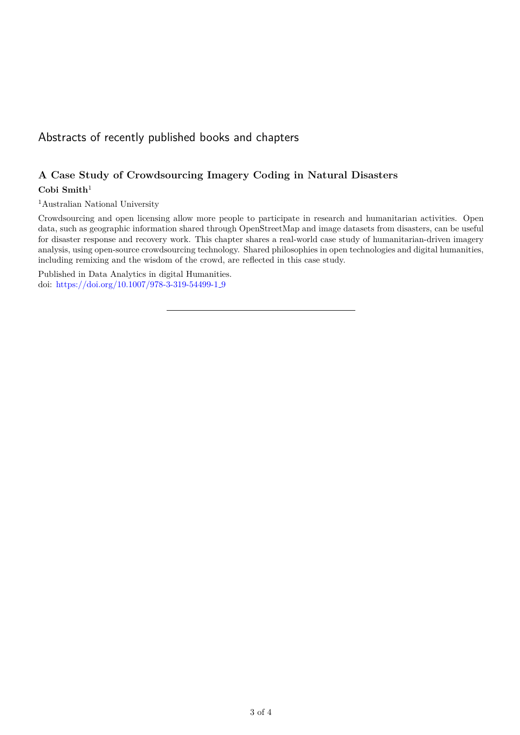# Abstracts of recently published books and chapters

## A Case Study of Crowdsourcing Imagery Coding in Natural Disasters

**Cobi Smith**[1]

[1]Australian National University

Crowdsourcing and open licensing allow more people to participate in research and humanitarian activities. Open data, such as geographic information shared through OpenStreetMap and image datasets from disasters, can be useful for disaster response and recovery work. This chapter shares a real-world case study of humanitarian-driven imagery analysis, using open-source crowdsourcing technology. Shared philosophies in open technologies and digital humanities, including remixing and the wisdom of the crowd, are reflected in this case study.

Published in Data Analytics in digital Humanities.
doi: https://doi.org/10.1007/978-3-319-54499-1_9

---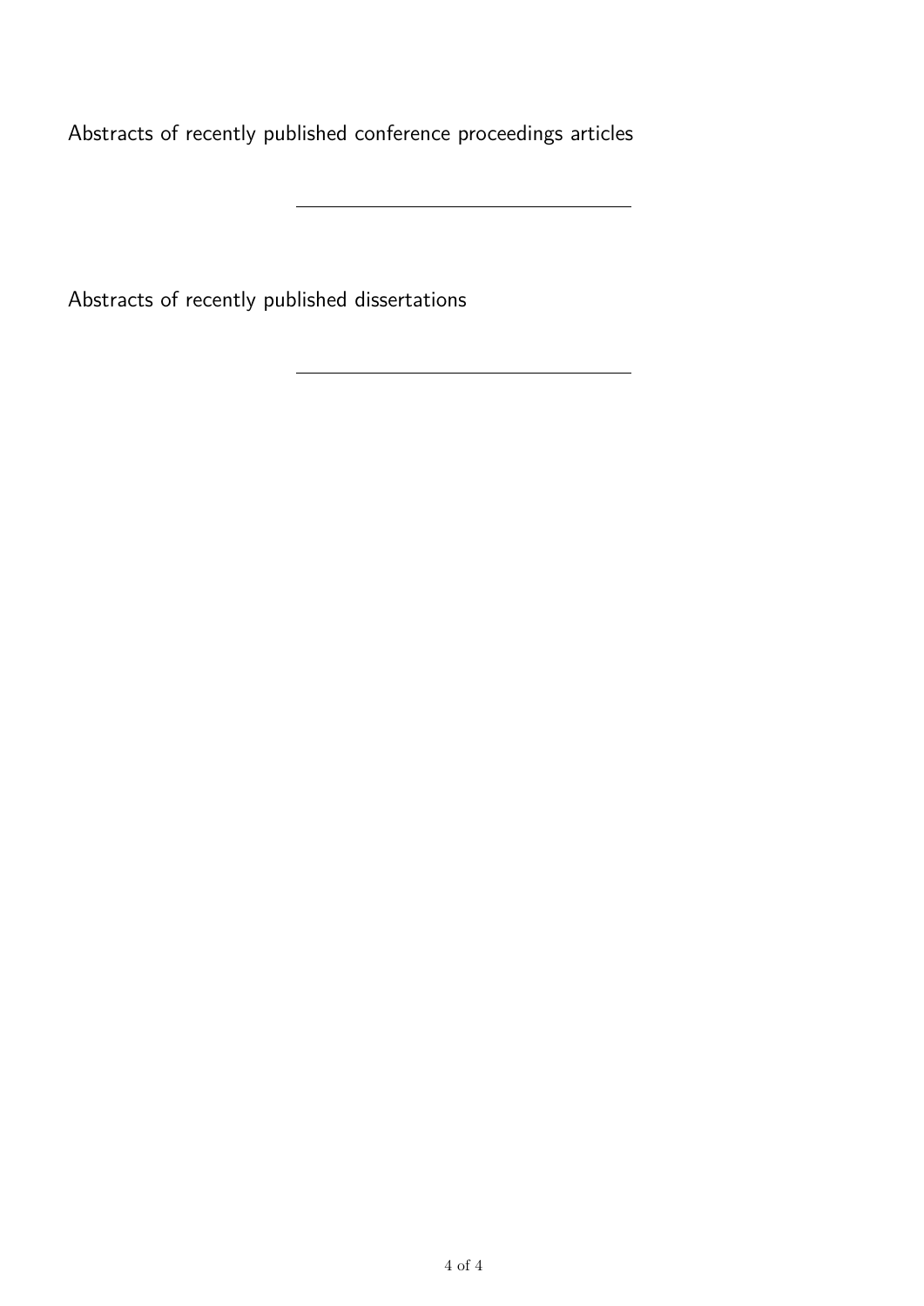## Abstracts of recently published conference proceedings articles

---

## Abstracts of recently published dissertations

---